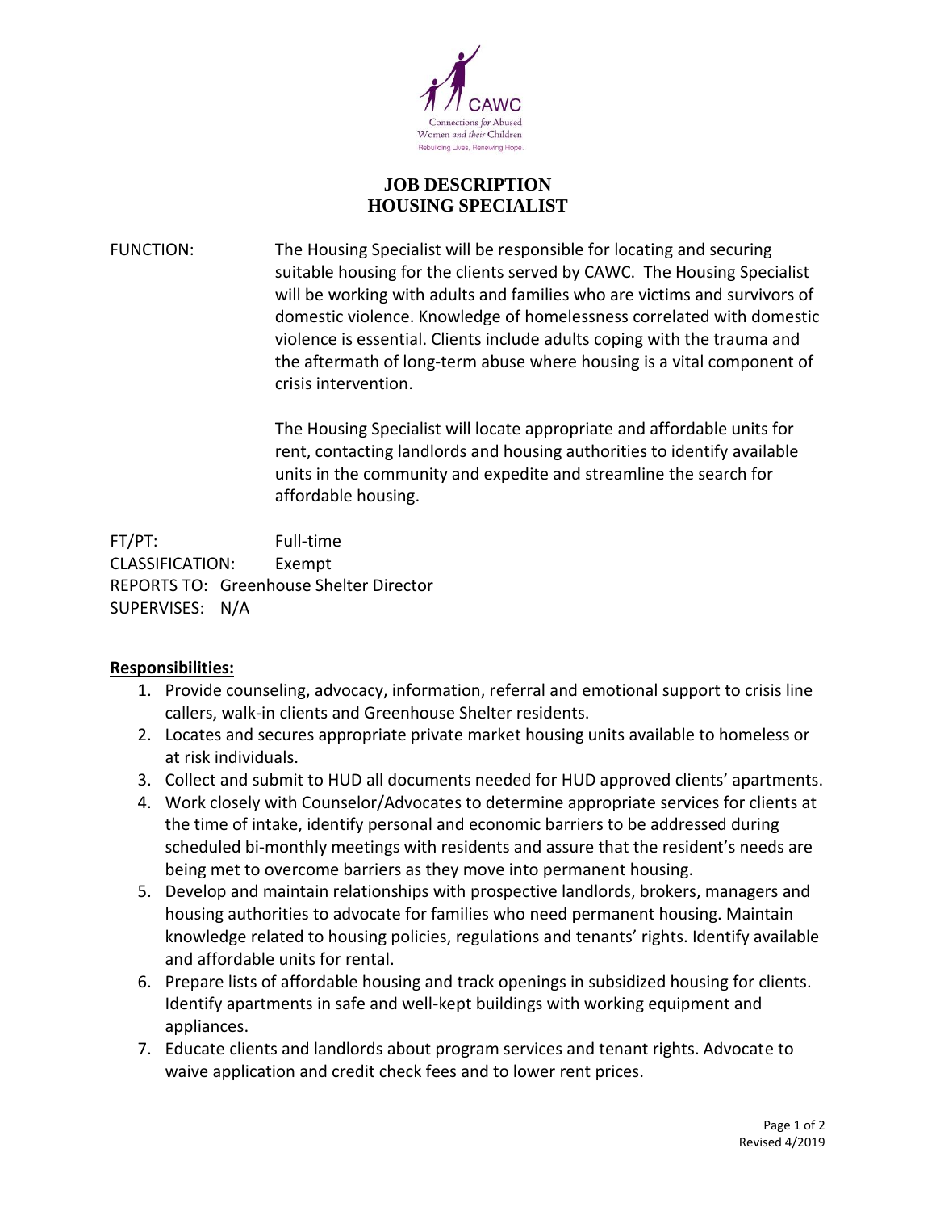CAWC

Connections *for* Abused Women *and their* Children

Rebuilding Lives, Renewing Hope.

# JOB DESCRIPTION
# HOUSING SPECIALIST

FUNCTION: The Housing Specialist will be responsible for locating and securing suitable housing for the clients served by CAWC. The Housing Specialist will be working with adults and families who are victims and survivors of domestic violence. Knowledge of homelessness correlated with domestic violence is essential. Clients include adults coping with the trauma and the aftermath of long-term abuse where housing is a vital component of crisis intervention.

The Housing Specialist will locate appropriate and affordable units for rent, contacting landlords and housing authorities to identify available units in the community and expedite and streamline the search for affordable housing.

FT/PT: Full-time
CLASSIFICATION: Exempt
REPORTS TO: Greenhouse Shelter Director
SUPERVISES: N/A

**Responsibilities:**

1. Provide counseling, advocacy, information, referral and emotional support to crisis line callers, walk-in clients and Greenhouse Shelter residents.
2. Locates and secures appropriate private market housing units available to homeless or at risk individuals.
3. Collect and submit to HUD all documents needed for HUD approved clients' apartments.
4. Work closely with Counselor/Advocates to determine appropriate services for clients at the time of intake, identify personal and economic barriers to be addressed during scheduled bi-monthly meetings with residents and assure that the resident's needs are being met to overcome barriers as they move into permanent housing.
5. Develop and maintain relationships with prospective landlords, brokers, managers and housing authorities to advocate for families who need permanent housing. Maintain knowledge related to housing policies, regulations and tenants' rights. Identify available and affordable units for rental.
6. Prepare lists of affordable housing and track openings in subsidized housing for clients. Identify apartments in safe and well-kept buildings with working equipment and appliances.
7. Educate clients and landlords about program services and tenant rights. Advocate to waive application and credit check fees and to lower rent prices.

Revised 4/2019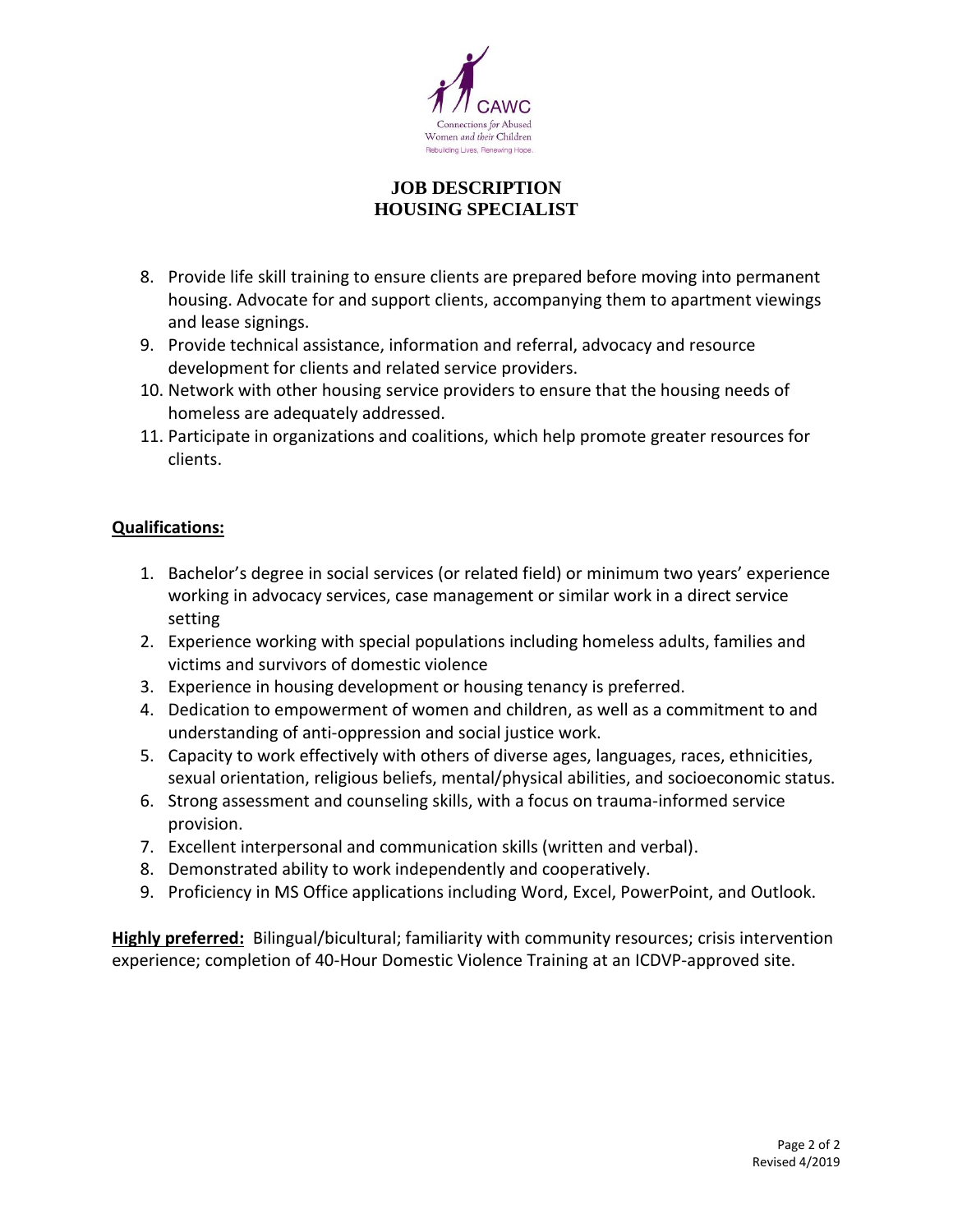# JOB DESCRIPTION
# HOUSING SPECIALIST

8. Provide life skill training to ensure clients are prepared before moving into permanent housing. Advocate for and support clients, accompanying them to apartment viewings and lease signings.
9. Provide technical assistance, information and referral, advocacy and resource development for clients and related service providers.
10. Network with other housing service providers to ensure that the housing needs of homeless are adequately addressed.
11. Participate in organizations and coalitions, which help promote greater resources for clients.

**Qualifications:**

1. Bachelor's degree in social services (or related field) or minimum two years' experience working in advocacy services, case management or similar work in a direct service setting
2. Experience working with special populations including homeless adults, families and victims and survivors of domestic violence
3. Experience in housing development or housing tenancy is preferred.
4. Dedication to empowerment of women and children, as well as a commitment to and understanding of anti-oppression and social justice work.
5. Capacity to work effectively with others of diverse ages, languages, races, ethnicities, sexual orientation, religious beliefs, mental/physical abilities, and socioeconomic status.
6. Strong assessment and counseling skills, with a focus on trauma-informed service provision.
7. Excellent interpersonal and communication skills (written and verbal).
8. Demonstrated ability to work independently and cooperatively.
9. Proficiency in MS Office applications including Word, Excel, PowerPoint, and Outlook.

**Highly preferred:** Bilingual/bicultural; familiarity with community resources; crisis intervention experience; completion of 40-Hour Domestic Violence Training at an ICDVP-approved site.

Revised 4/2019